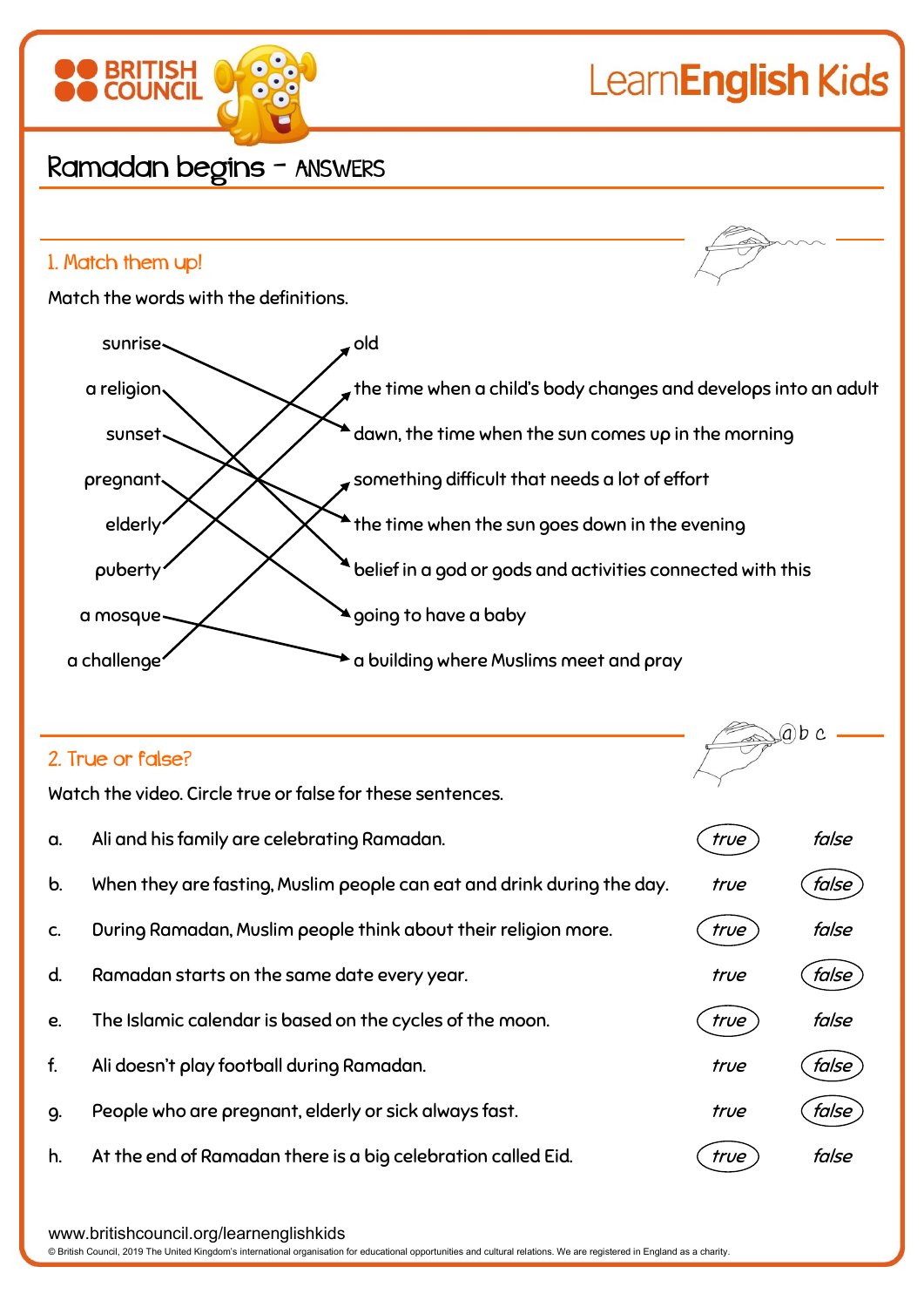# Ramadan begins – ANSWERS

## 1. Match them up!

Match the words with the definitions.

| Word | Definition |
| --- | --- |
| sunrise | dawn, the time when the sun comes up in the morning |
| a religion | belief in a god or gods and activities connected with this |
| sunset | the time when the sun goes down in the evening |
| pregnant | going to have a baby |
| elderly | old |
| puberty | the time when a child's body changes and develops into an adult |
| a mosque | a building where Muslims meet and pray |
| a challenge | something difficult that needs a lot of effort |

## 2. True or false?

Watch the video. Circle true or false for these sentences.

| | Sentence | Answer |
| --- | --- | --- |
| a. | Ali and his family are celebrating Ramadan. | *true* |
| b. | When they are fasting, Muslim people can eat and drink during the day. | *false* |
| c. | During Ramadan, Muslim people think about their religion more. | *true* |
| d. | Ramadan starts on the same date every year. | *false* |
| e. | The Islamic calendar is based on the cycles of the moon. | *true* |
| f. | Ali doesn't play football during Ramadan. | *false* |
| g. | People who are pregnant, elderly or sick always fast. | *false* |
| h. | At the end of Ramadan there is a big celebration called Eid. | *true* |

www.britishcouncil.org/learnenglishkids

© British Council, 2019 The United Kingdom's international organisation for educational opportunities and cultural relations. We are registered in England as a charity.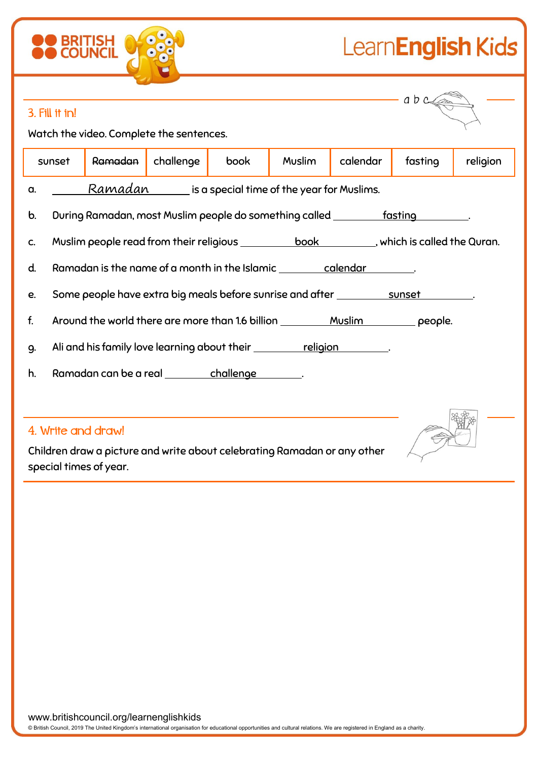## 3. Fill it in!

Watch the video. Complete the sentences.

| | | | | | | | |
|---|---|---|---|---|---|---|---|
| sunset | ~~Ramadan~~ | challenge | book | Muslim | calendar | fasting | religion |

a. ___Ramadan___ is a special time of the year for Muslims.

b. During Ramadan, most Muslim people do something called ___fasting___.

c. Muslim people read from their religious ___book___, which is called the Quran.

d. Ramadan is the name of a month in the Islamic ___calendar___.

e. Some people have extra big meals before sunrise and after ___sunset___.

f. Around the world there are more than 1.6 billion ___Muslim___ people.

g. Ali and his family love learning about their ___religion___.

h. Ramadan can be a real ___challenge___.

## 4. Write and draw!

Children draw a picture and write about celebrating Ramadan or any other special times of year.

www.britishcouncil.org/learnenglishkids

© British Council, 2019 The United Kingdom's international organisation for educational opportunities and cultural relations. We are registered in England as a charity.